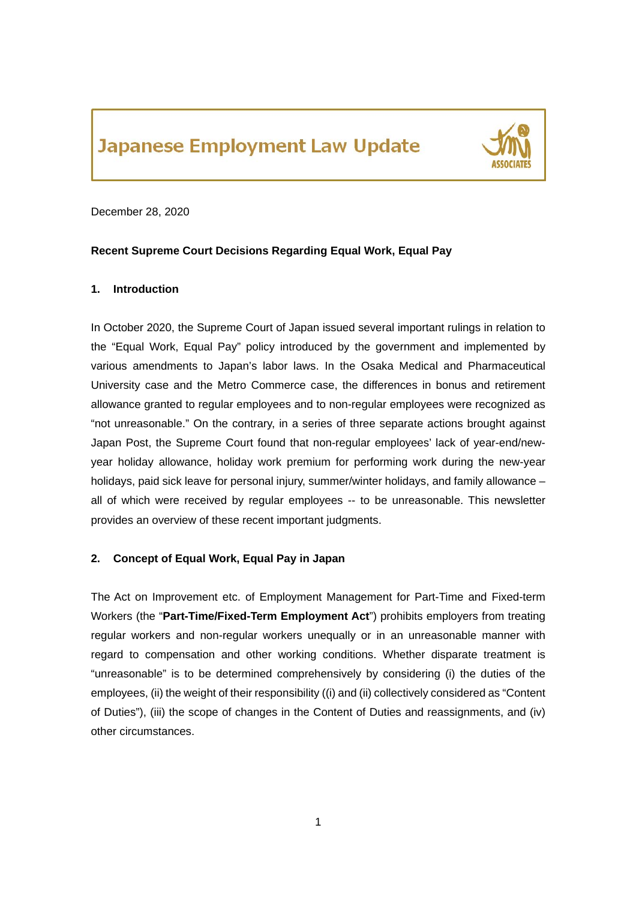# Japanese Employment Law Update

December 28, 2020

**Recent Supreme Court Decisions Regarding Equal Work, Equal Pay**

## 1. Introduction

In October 2020, the Supreme Court of Japan issued several important rulings in relation to the "Equal Work, Equal Pay" policy introduced by the government and implemented by various amendments to Japan's labor laws. In the Osaka Medical and Pharmaceutical University case and the Metro Commerce case, the differences in bonus and retirement allowance granted to regular employees and to non-regular employees were recognized as "not unreasonable." On the contrary, in a series of three separate actions brought against Japan Post, the Supreme Court found that non-regular employees' lack of year-end/new-year holiday allowance, holiday work premium for performing work during the new-year holidays, paid sick leave for personal injury, summer/winter holidays, and family allowance – all of which were received by regular employees -- to be unreasonable. This newsletter provides an overview of these recent important judgments.

## 2. Concept of Equal Work, Equal Pay in Japan

The Act on Improvement etc. of Employment Management for Part-Time and Fixed-term Workers (the "**Part-Time/Fixed-Term Employment Act**") prohibits employers from treating regular workers and non-regular workers unequally or in an unreasonable manner with regard to compensation and other working conditions. Whether disparate treatment is "unreasonable" is to be determined comprehensively by considering (i) the duties of the employees, (ii) the weight of their responsibility ((i) and (ii) collectively considered as "Content of Duties"), (iii) the scope of changes in the Content of Duties and reassignments, and (iv) other circumstances.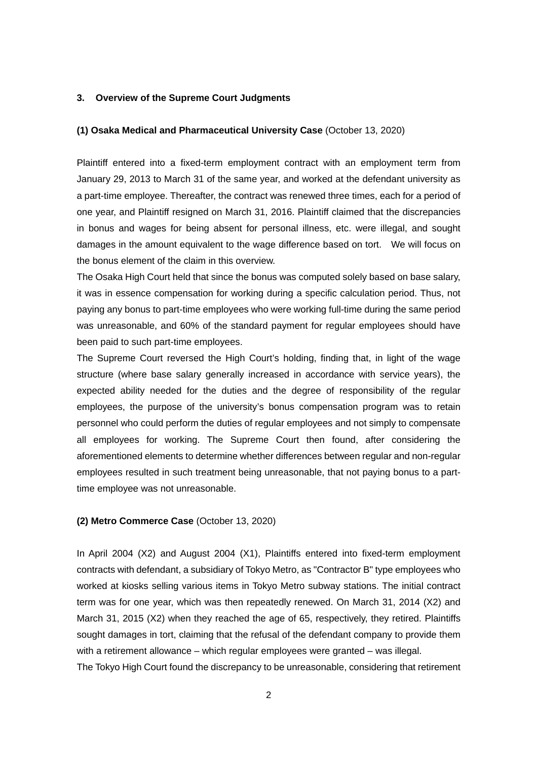### 3. Overview of the Supreme Court Judgments

**(1) Osaka Medical and Pharmaceutical University Case** (October 13, 2020)

Plaintiff entered into a fixed-term employment contract with an employment term from January 29, 2013 to March 31 of the same year, and worked at the defendant university as a part-time employee. Thereafter, the contract was renewed three times, each for a period of one year, and Plaintiff resigned on March 31, 2016. Plaintiff claimed that the discrepancies in bonus and wages for being absent for personal illness, etc. were illegal, and sought damages in the amount equivalent to the wage difference based on tort. We will focus on the bonus element of the claim in this overview.

The Osaka High Court held that since the bonus was computed solely based on base salary, it was in essence compensation for working during a specific calculation period. Thus, not paying any bonus to part-time employees who were working full-time during the same period was unreasonable, and 60% of the standard payment for regular employees should have been paid to such part-time employees.

The Supreme Court reversed the High Court's holding, finding that, in light of the wage structure (where base salary generally increased in accordance with service years), the expected ability needed for the duties and the degree of responsibility of the regular employees, the purpose of the university's bonus compensation program was to retain personnel who could perform the duties of regular employees and not simply to compensate all employees for working. The Supreme Court then found, after considering the aforementioned elements to determine whether differences between regular and non-regular employees resulted in such treatment being unreasonable, that not paying bonus to a part-time employee was not unreasonable.

**(2) Metro Commerce Case** (October 13, 2020)

In April 2004 (X2) and August 2004 (X1), Plaintiffs entered into fixed-term employment contracts with defendant, a subsidiary of Tokyo Metro, as "Contractor B" type employees who worked at kiosks selling various items in Tokyo Metro subway stations. The initial contract term was for one year, which was then repeatedly renewed. On March 31, 2014 (X2) and March 31, 2015 (X2) when they reached the age of 65, respectively, they retired. Plaintiffs sought damages in tort, claiming that the refusal of the defendant company to provide them with a retirement allowance – which regular employees were granted – was illegal.

The Tokyo High Court found the discrepancy to be unreasonable, considering that retirement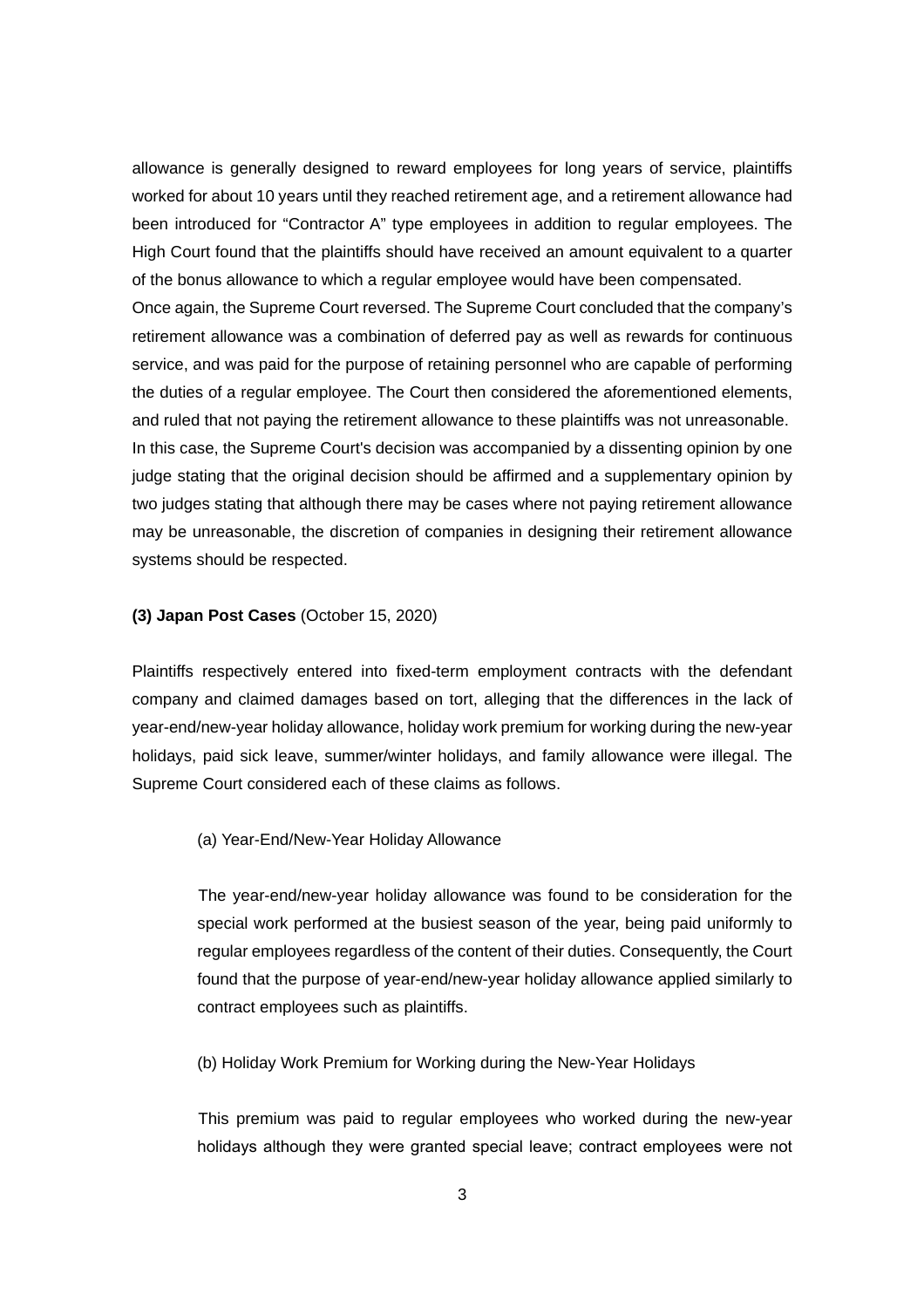allowance is generally designed to reward employees for long years of service, plaintiffs worked for about 10 years until they reached retirement age, and a retirement allowance had been introduced for “Contractor A” type employees in addition to regular employees. The High Court found that the plaintiffs should have received an amount equivalent to a quarter of the bonus allowance to which a regular employee would have been compensated.

Once again, the Supreme Court reversed. The Supreme Court concluded that the company’s retirement allowance was a combination of deferred pay as well as rewards for continuous service, and was paid for the purpose of retaining personnel who are capable of performing the duties of a regular employee. The Court then considered the aforementioned elements, and ruled that not paying the retirement allowance to these plaintiffs was not unreasonable.

In this case, the Supreme Court's decision was accompanied by a dissenting opinion by one judge stating that the original decision should be affirmed and a supplementary opinion by two judges stating that although there may be cases where not paying retirement allowance may be unreasonable, the discretion of companies in designing their retirement allowance systems should be respected.

**(3) Japan Post Cases** (October 15, 2020)

Plaintiffs respectively entered into fixed-term employment contracts with the defendant company and claimed damages based on tort, alleging that the differences in the lack of year-end/new-year holiday allowance, holiday work premium for working during the new-year holidays, paid sick leave, summer/winter holidays, and family allowance were illegal. The Supreme Court considered each of these claims as follows.

(a) Year-End/New-Year Holiday Allowance

The year-end/new-year holiday allowance was found to be consideration for the special work performed at the busiest season of the year, being paid uniformly to regular employees regardless of the content of their duties. Consequently, the Court found that the purpose of year-end/new-year holiday allowance applied similarly to contract employees such as plaintiffs.

(b) Holiday Work Premium for Working during the New-Year Holidays

This premium was paid to regular employees who worked during the new-year holidays although they were granted special leave; contract employees were not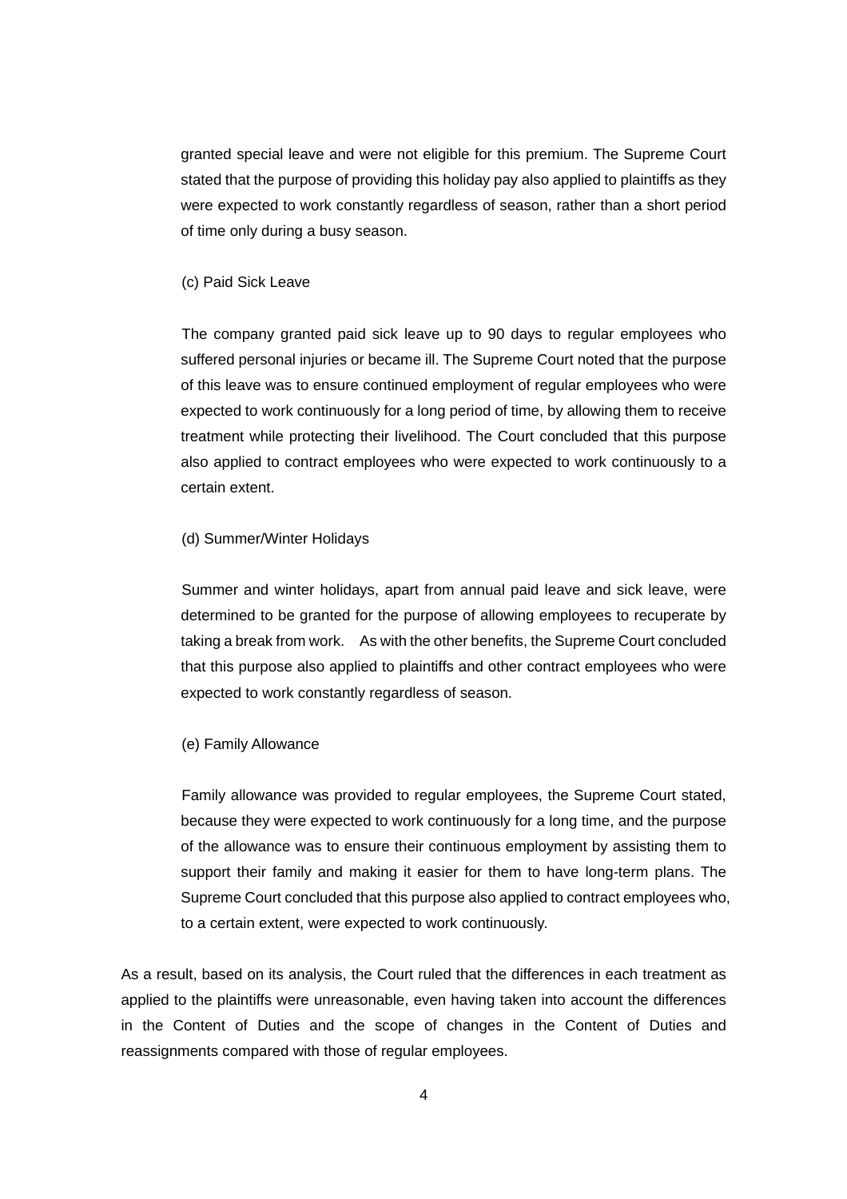granted special leave and were not eligible for this premium. The Supreme Court stated that the purpose of providing this holiday pay also applied to plaintiffs as they were expected to work constantly regardless of season, rather than a short period of time only during a busy season.

(c) Paid Sick Leave

The company granted paid sick leave up to 90 days to regular employees who suffered personal injuries or became ill. The Supreme Court noted that the purpose of this leave was to ensure continued employment of regular employees who were expected to work continuously for a long period of time, by allowing them to receive treatment while protecting their livelihood. The Court concluded that this purpose also applied to contract employees who were expected to work continuously to a certain extent.

(d) Summer/Winter Holidays

Summer and winter holidays, apart from annual paid leave and sick leave, were determined to be granted for the purpose of allowing employees to recuperate by taking a break from work. As with the other benefits, the Supreme Court concluded that this purpose also applied to plaintiffs and other contract employees who were expected to work constantly regardless of season.

(e) Family Allowance

Family allowance was provided to regular employees, the Supreme Court stated, because they were expected to work continuously for a long time, and the purpose of the allowance was to ensure their continuous employment by assisting them to support their family and making it easier for them to have long-term plans. The Supreme Court concluded that this purpose also applied to contract employees who, to a certain extent, were expected to work continuously.

As a result, based on its analysis, the Court ruled that the differences in each treatment as applied to the plaintiffs were unreasonable, even having taken into account the differences in the Content of Duties and the scope of changes in the Content of Duties and reassignments compared with those of regular employees.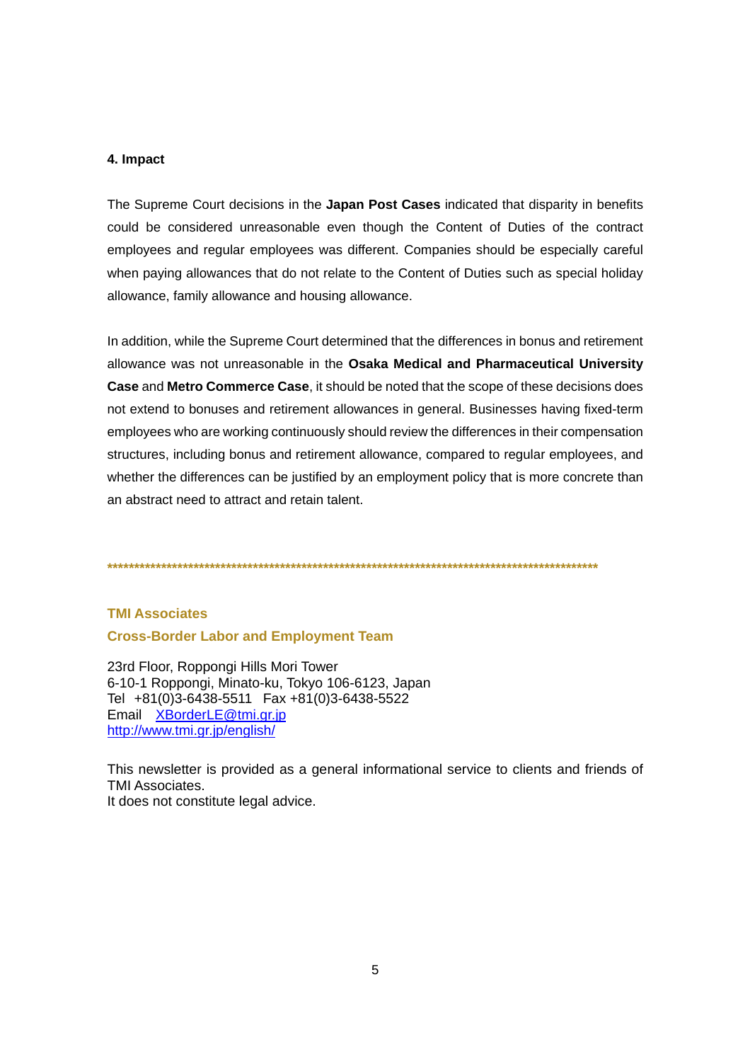### 4. Impact

The Supreme Court decisions in the **Japan Post Cases** indicated that disparity in benefits could be considered unreasonable even though the Content of Duties of the contract employees and regular employees was different. Companies should be especially careful when paying allowances that do not relate to the Content of Duties such as special holiday allowance, family allowance and housing allowance.

In addition, while the Supreme Court determined that the differences in bonus and retirement allowance was not unreasonable in the **Osaka Medical and Pharmaceutical University Case** and **Metro Commerce Case**, it should be noted that the scope of these decisions does not extend to bonuses and retirement allowances in general. Businesses having fixed-term employees who are working continuously should review the differences in their compensation structures, including bonus and retirement allowance, compared to regular employees, and whether the differences can be justified by an employment policy that is more concrete than an abstract need to attract and retain talent.

****************************************************************************************************

**TMI Associates**

**Cross-Border Labor and Employment Team**

23rd Floor, Roppongi Hills Mori Tower
6-10-1 Roppongi, Minato-ku, Tokyo 106-6123, Japan
Tel +81(0)3-6438-5511 Fax +81(0)3-6438-5522
Email XBorderLE@tmi.gr.jp
http://www.tmi.gr.jp/english/

This newsletter is provided as a general informational service to clients and friends of TMI Associates.
It does not constitute legal advice.